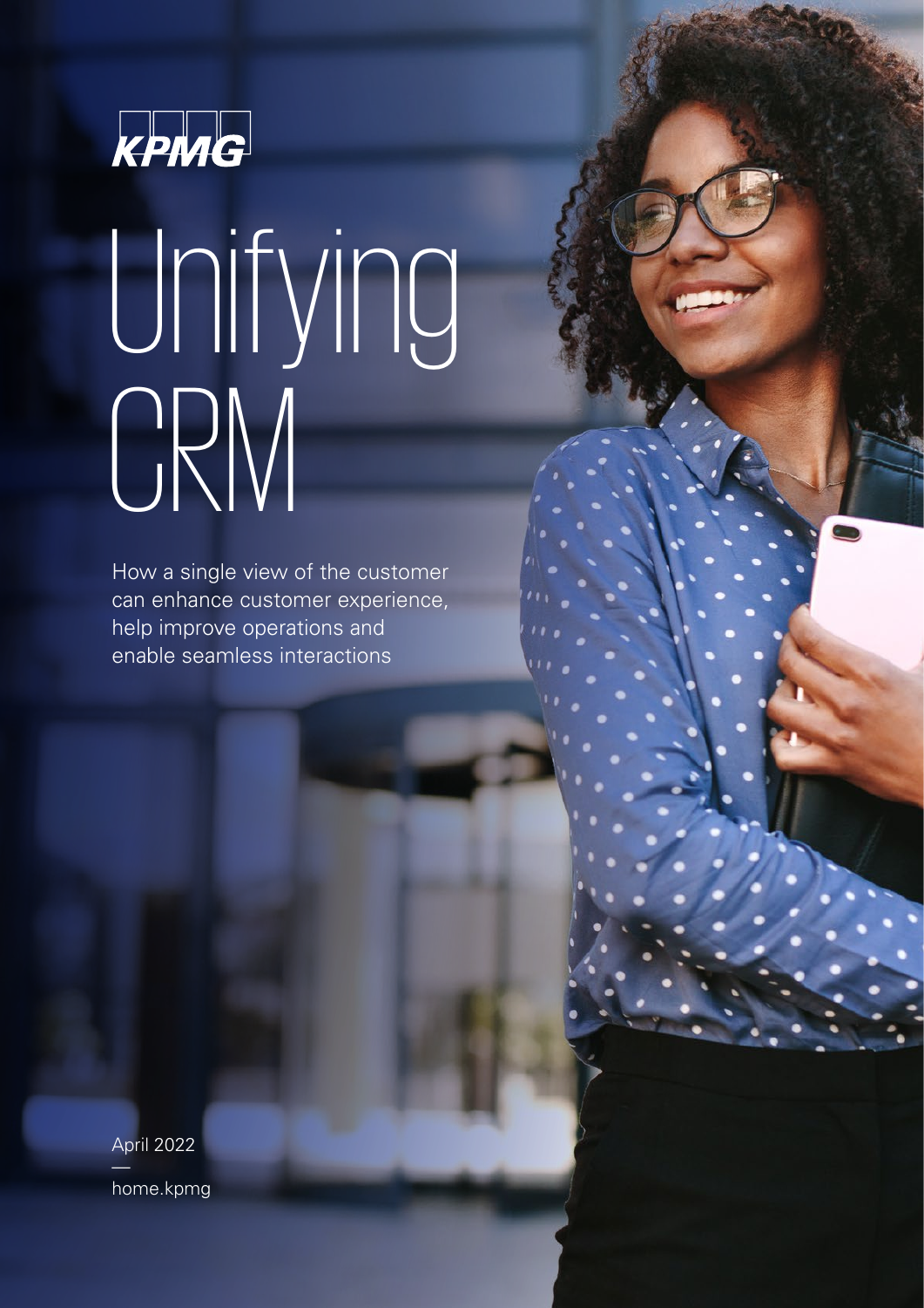KPMG

# Unifying CRM

How a single view of the customer can enhance customer experience, help improve operations and enable seamless interactions

April 2022

home.kpmg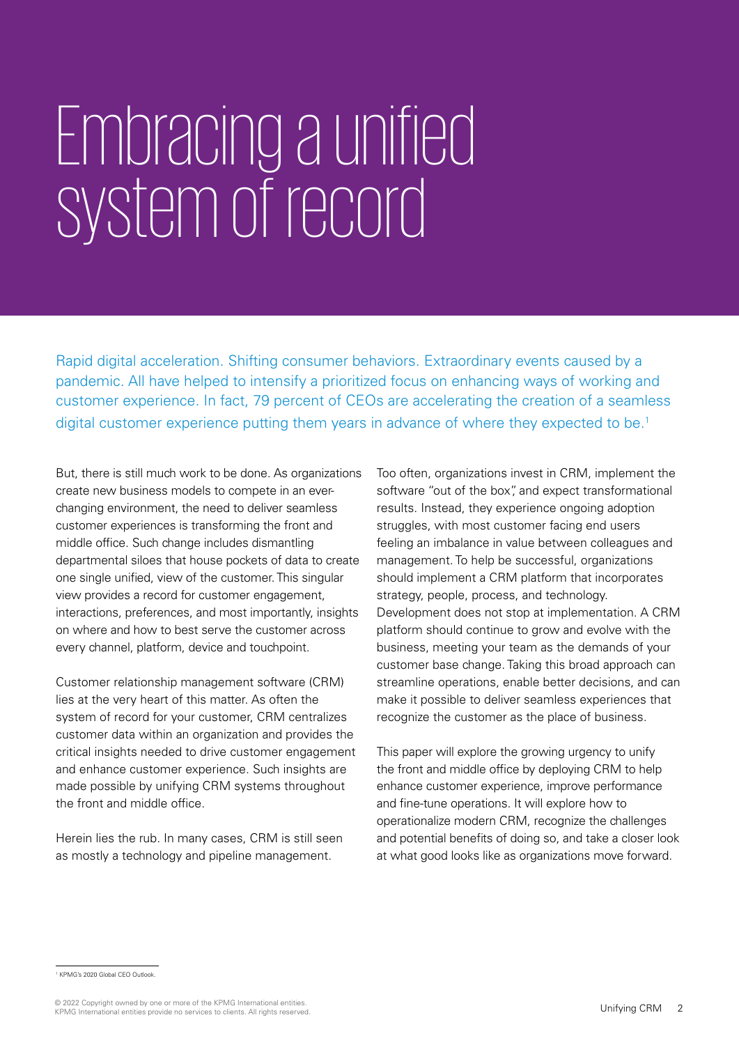# Embracing a unified system of record

Rapid digital acceleration. Shifting consumer behaviors. Extraordinary events caused by a pandemic. All have helped to intensify a prioritized focus on enhancing ways of working and customer experience. In fact, 79 percent of CEOs are accelerating the creation of a seamless digital customer experience putting them years in advance of where they expected to be.[1]

But, there is still much work to be done. As organizations create new business models to compete in an ever-changing environment, the need to deliver seamless customer experiences is transforming the front and middle office. Such change includes dismantling departmental siloes that house pockets of data to create one single unified, view of the customer. This singular view provides a record for customer engagement, interactions, preferences, and most importantly, insights on where and how to best serve the customer across every channel, platform, device and touchpoint.

Customer relationship management software (CRM) lies at the very heart of this matter. As often the system of record for your customer, CRM centralizes customer data within an organization and provides the critical insights needed to drive customer engagement and enhance customer experience. Such insights are made possible by unifying CRM systems throughout the front and middle office.

Herein lies the rub. In many cases, CRM is still seen as mostly a technology and pipeline management.

Too often, organizations invest in CRM, implement the software "out of the box", and expect transformational results. Instead, they experience ongoing adoption struggles, with most customer facing end users feeling an imbalance in value between colleagues and management. To help be successful, organizations should implement a CRM platform that incorporates strategy, people, process, and technology. Development does not stop at implementation. A CRM platform should continue to grow and evolve with the business, meeting your team as the demands of your customer base change. Taking this broad approach can streamline operations, enable better decisions, and can make it possible to deliver seamless experiences that recognize the customer as the place of business.

This paper will explore the growing urgency to unify the front and middle office by deploying CRM to help enhance customer experience, improve performance and fine-tune operations. It will explore how to operationalize modern CRM, recognize the challenges and potential benefits of doing so, and take a closer look at what good looks like as organizations move forward.

---

[1] KPMG's 2020 Global CEO Outlook.

© 2022 Copyright owned by one or more of the KPMG International entities. KPMG International entities provide no services to clients. All rights reserved.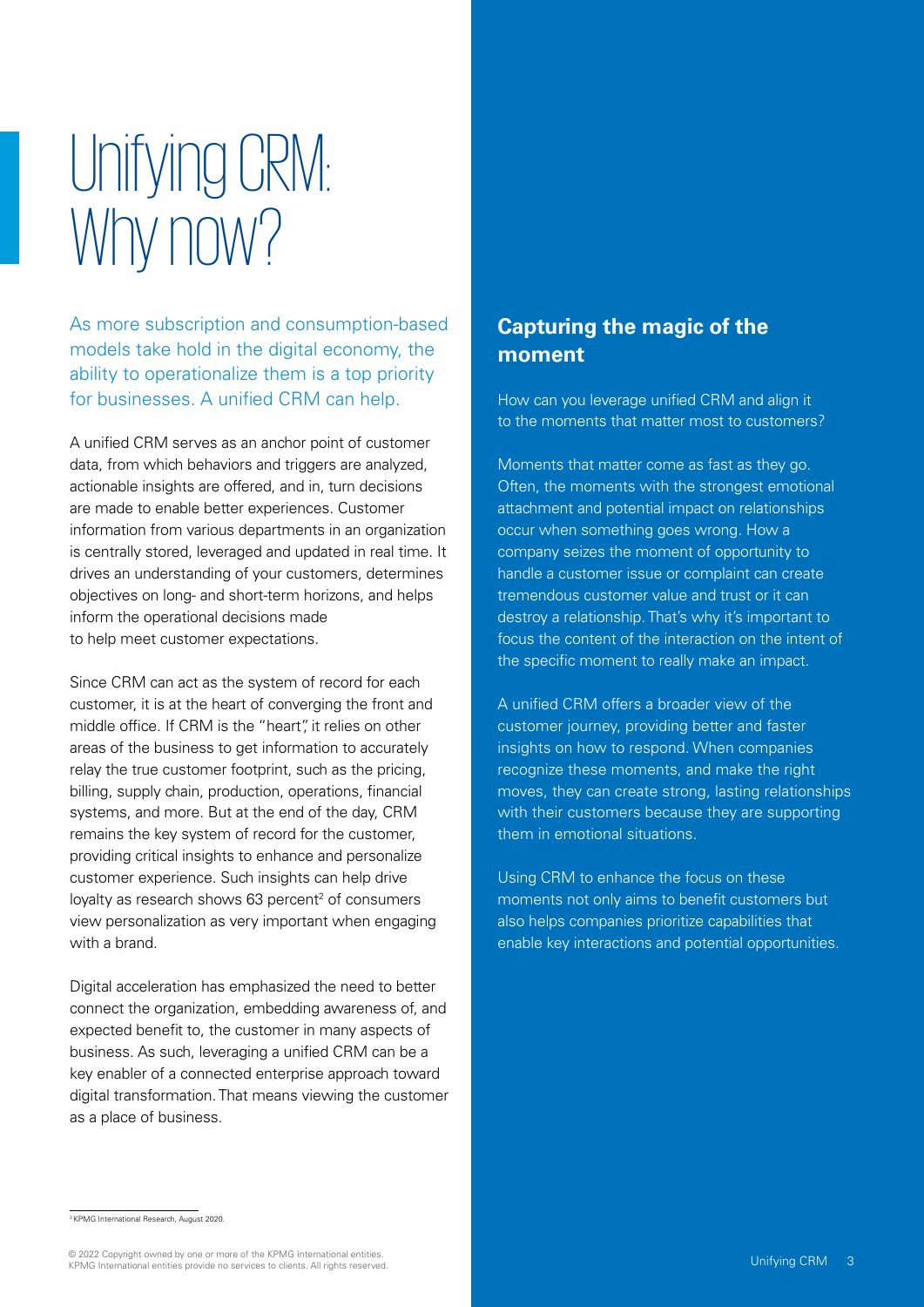# Unifying CRM: Why now?

As more subscription and consumption-based models take hold in the digital economy, the ability to operationalize them is a top priority for businesses. A unified CRM can help.

A unified CRM serves as an anchor point of customer data, from which behaviors and triggers are analyzed, actionable insights are offered, and in, turn decisions are made to enable better experiences. Customer information from various departments in an organization is centrally stored, leveraged and updated in real time. It drives an understanding of your customers, determines objectives on long- and short-term horizons, and helps inform the operational decisions made to help meet customer expectations.

Since CRM can act as the system of record for each customer, it is at the heart of converging the front and middle office. If CRM is the "heart", it relies on other areas of the business to get information to accurately relay the true customer footprint, such as the pricing, billing, supply chain, production, operations, financial systems, and more. But at the end of the day, CRM remains the key system of record for the customer, providing critical insights to enhance and personalize customer experience. Such insights can help drive loyalty as research shows 63 percent[2] of consumers view personalization as very important when engaging with a brand.

Digital acceleration has emphasized the need to better connect the organization, embedding awareness of, and expected benefit to, the customer in many aspects of business. As such, leveraging a unified CRM can be a key enabler of a connected enterprise approach toward digital transformation. That means viewing the customer as a place of business.

## Capturing the magic of the moment

How can you leverage unified CRM and align it to the moments that matter most to customers?

Moments that matter come as fast as they go. Often, the moments with the strongest emotional attachment and potential impact on relationships occur when something goes wrong. How a company seizes the moment of opportunity to handle a customer issue or complaint can create tremendous customer value and trust or it can destroy a relationship. That's why it's important to focus the content of the interaction on the intent of the specific moment to really make an impact.

A unified CRM offers a broader view of the customer journey, providing better and faster insights on how to respond. When companies recognize these moments, and make the right moves, they can create strong, lasting relationships with their customers because they are supporting them in emotional situations.

Using CRM to enhance the focus on these moments not only aims to benefit customers but also helps companies prioritize capabilities that enable key interactions and potential opportunities.

[2] KPMG International Research, August 2020.

© 2022 Copyright owned by one or more of the KPMG International entities. KPMG International entities provide no services to clients. All rights reserved.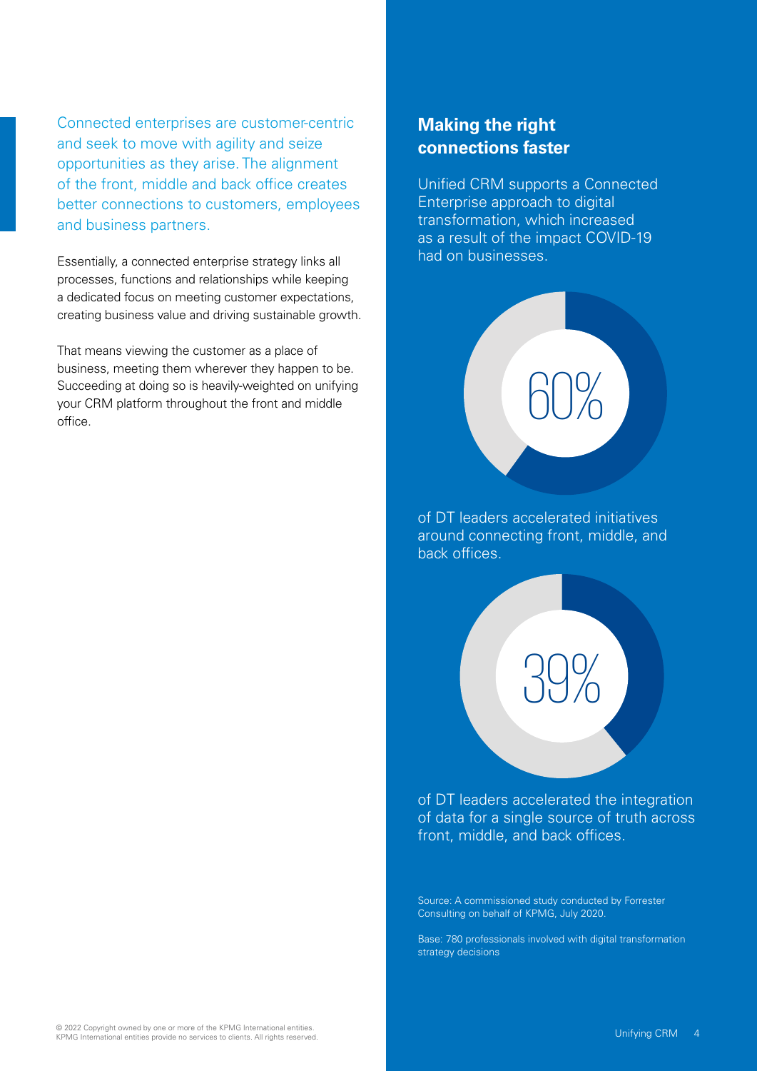Connected enterprises are customer-centric and seek to move with agility and seize opportunities as they arise. The alignment of the front, middle and back office creates better connections to customers, employees and business partners.

Essentially, a connected enterprise strategy links all processes, functions and relationships while keeping a dedicated focus on meeting customer expectations, creating business value and driving sustainable growth.

That means viewing the customer as a place of business, meeting them wherever they happen to be. Succeeding at doing so is heavily-weighted on unifying your CRM platform throughout the front and middle office.

## Making the right connections faster

Unified CRM supports a Connected Enterprise approach to digital transformation, which increased as a result of the impact COVID-19 had on businesses.

60%

of DT leaders accelerated initiatives around connecting front, middle, and back offices.

39%

of DT leaders accelerated the integration of data for a single source of truth across front, middle, and back offices.

Source: A commissioned study conducted by Forrester Consulting on behalf of KPMG, July 2020.

Base: 780 professionals involved with digital transformation strategy decisions

© 2022 Copyright owned by one or more of the KPMG International entities. KPMG International entities provide no services to clients. All rights reserved.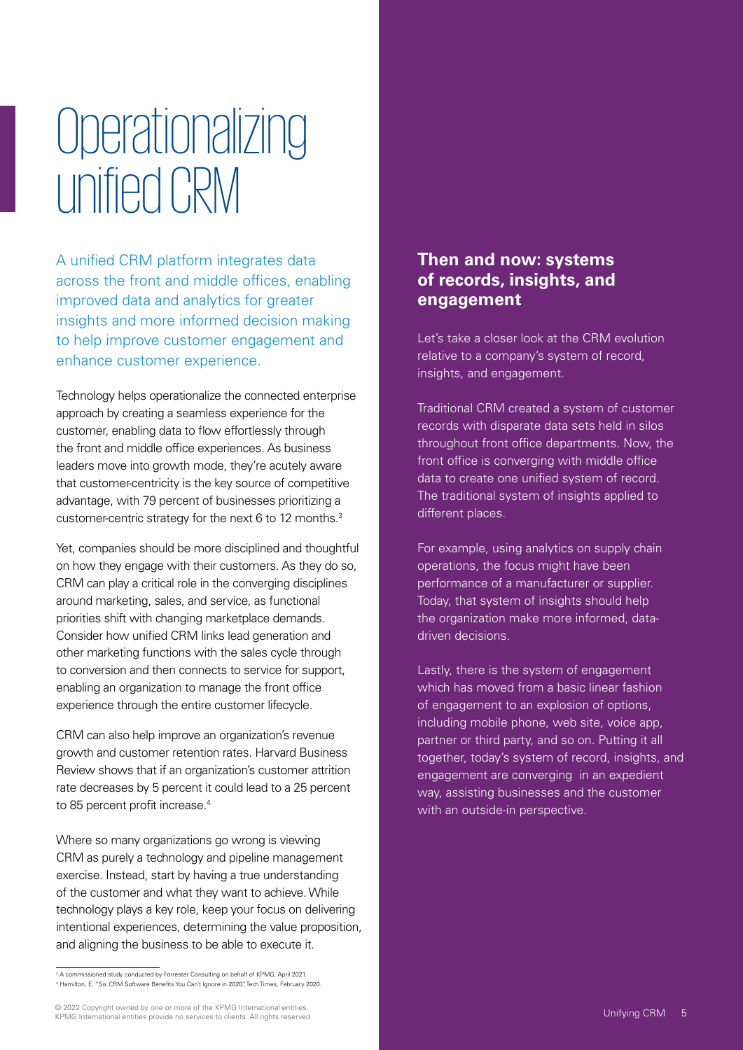# Operationalizing unified CRM

A unified CRM platform integrates data across the front and middle offices, enabling improved data and analytics for greater insights and more informed decision making to help improve customer engagement and enhance customer experience.

Technology helps operationalize the connected enterprise approach by creating a seamless experience for the customer, enabling data to flow effortlessly through the front and middle office experiences. As business leaders move into growth mode, they're acutely aware that customer-centricity is the key source of competitive advantage, with 79 percent of businesses prioritizing a customer-centric strategy for the next 6 to 12 months.[3]

Yet, companies should be more disciplined and thoughtful on how they engage with their customers. As they do so, CRM can play a critical role in the converging disciplines around marketing, sales, and service, as functional priorities shift with changing marketplace demands. Consider how unified CRM links lead generation and other marketing functions with the sales cycle through to conversion and then connects to service for support, enabling an organization to manage the front office experience through the entire customer lifecycle.

CRM can also help improve an organization's revenue growth and customer retention rates. Harvard Business Review shows that if an organization's customer attrition rate decreases by 5 percent it could lead to a 25 percent to 85 percent profit increase.[4]

Where so many organizations go wrong is viewing CRM as purely a technology and pipeline management exercise. Instead, start by having a true understanding of the customer and what they want to achieve. While technology plays a key role, keep your focus on delivering intentional experiences, determining the value proposition, and aligning the business to be able to execute it.

[3] A commissioned study conducted by Forrester Consulting on behalf of KPMG, April 2021.
[4] Hamilton, E. "Six CRM Software Benefits You Can't Ignore in 2020", Tech Times, February 2020.

## Then and now: systems of records, insights, and engagement

Let's take a closer look at the CRM evolution relative to a company's system of record, insights, and engagement.

Traditional CRM created a system of customer records with disparate data sets held in silos throughout front office departments. Now, the front office is converging with middle office data to create one unified system of record. The traditional system of insights applied to different places.

For example, using analytics on supply chain operations, the focus might have been performance of a manufacturer or supplier. Today, that system of insights should help the organization make more informed, data-driven decisions.

Lastly, there is the system of engagement which has moved from a basic linear fashion of engagement to an explosion of options, including mobile phone, web site, voice app, partner or third party, and so on. Putting it all together, today's system of record, insights, and engagement are converging in an expedient way, assisting businesses and the customer with an outside-in perspective.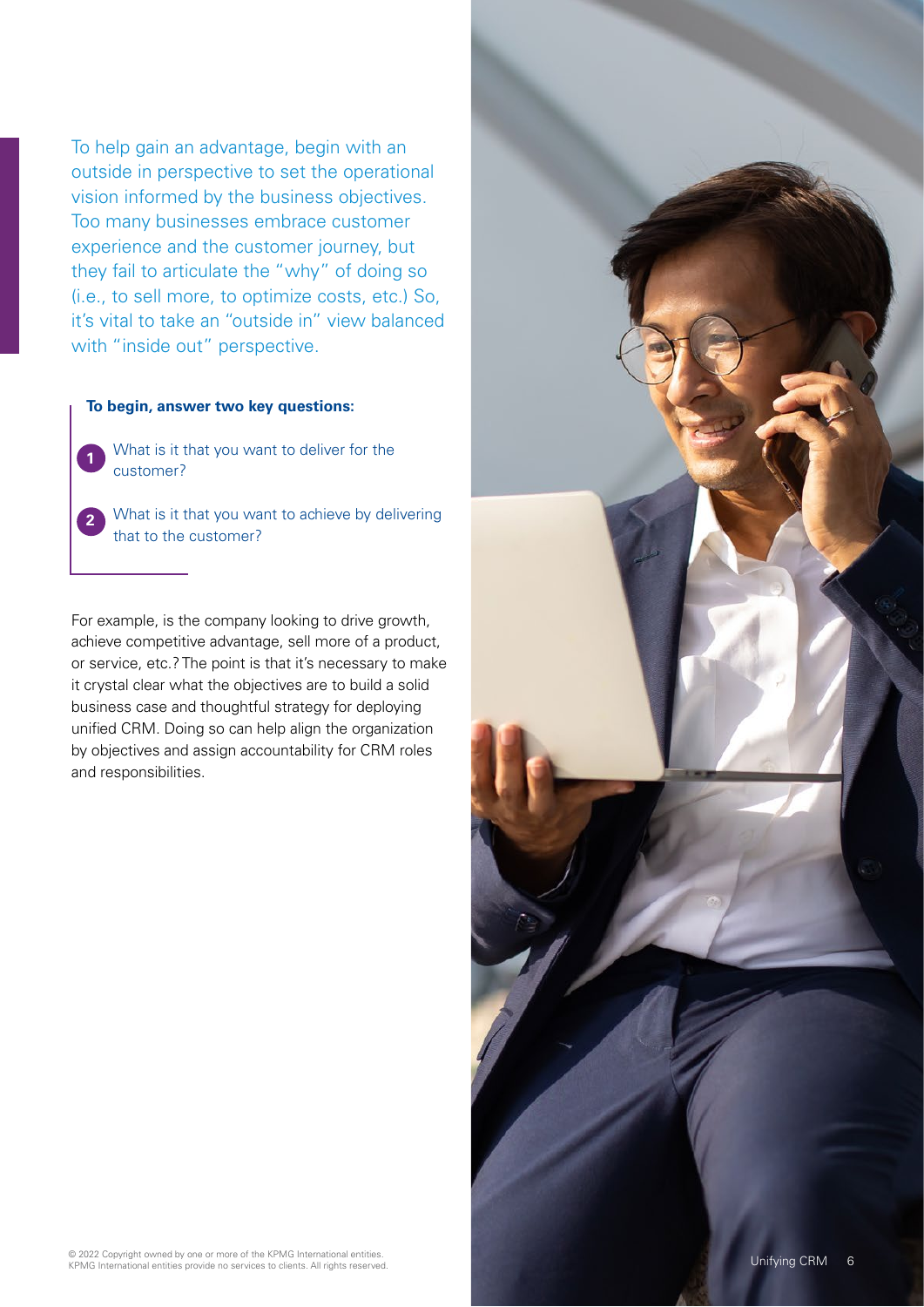To help gain an advantage, begin with an outside in perspective to set the operational vision informed by the business objectives. Too many businesses embrace customer experience and the customer journey, but they fail to articulate the "why" of doing so (i.e., to sell more, to optimize costs, etc.) So, it's vital to take an "outside in" view balanced with "inside out" perspective.

**To begin, answer two key questions:**

1. What is it that you want to deliver for the customer?
2. What is it that you want to achieve by delivering that to the customer?

For example, is the company looking to drive growth, achieve competitive advantage, sell more of a product, or service, etc.? The point is that it's necessary to make it crystal clear what the objectives are to build a solid business case and thoughtful strategy for deploying unified CRM. Doing so can help align the organization by objectives and assign accountability for CRM roles and responsibilities.

© 2022 Copyright owned by one or more of the KPMG International entities. KPMG International entities provide no services to clients. All rights reserved.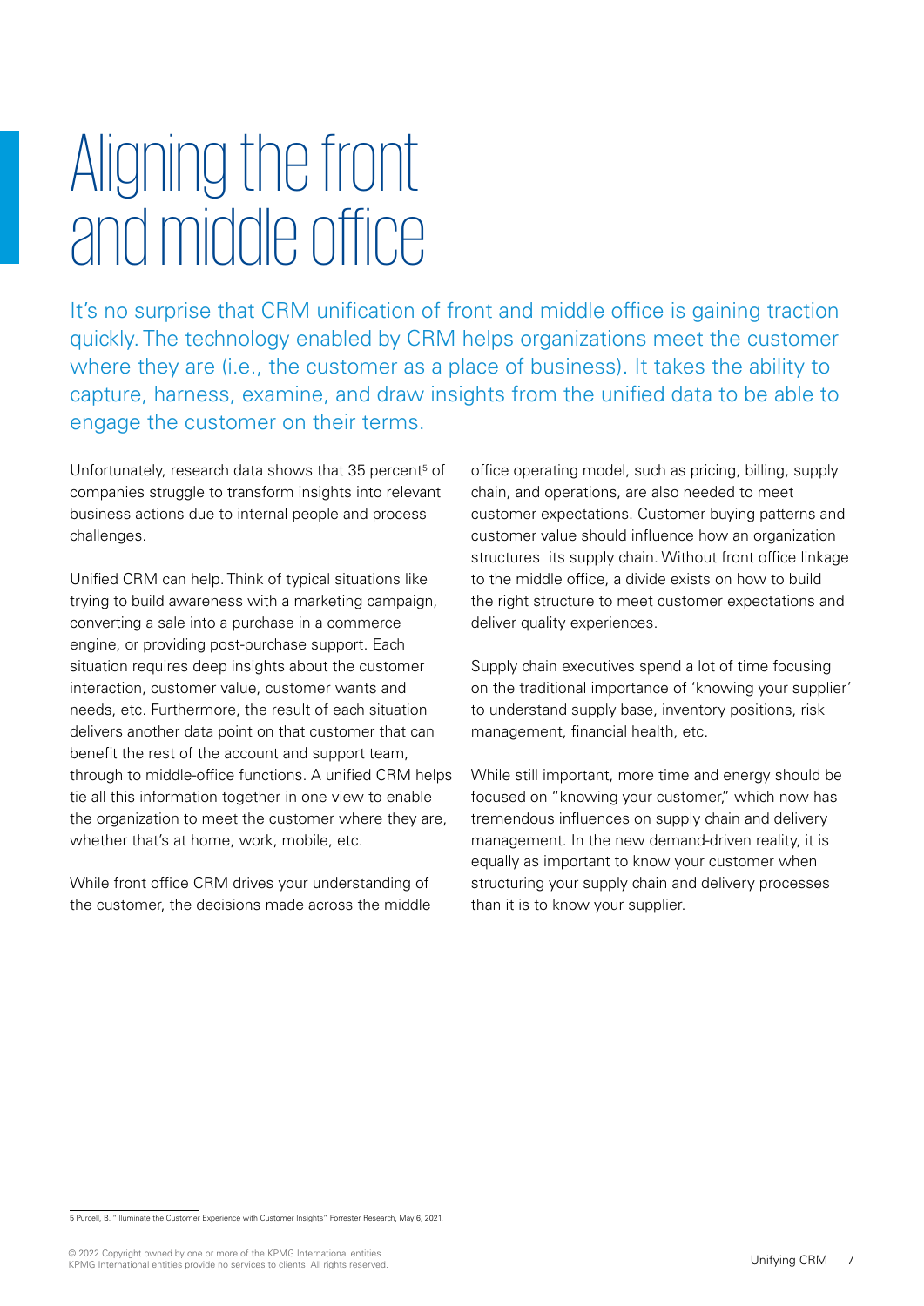# Aligning the front and middle office

It's no surprise that CRM unification of front and middle office is gaining traction quickly. The technology enabled by CRM helps organizations meet the customer where they are (i.e., the customer as a place of business). It takes the ability to capture, harness, examine, and draw insights from the unified data to be able to engage the customer on their terms.

Unfortunately, research data shows that 35 percent[5] of companies struggle to transform insights into relevant business actions due to internal people and process challenges.

Unified CRM can help. Think of typical situations like trying to build awareness with a marketing campaign, converting a sale into a purchase in a commerce engine, or providing post-purchase support. Each situation requires deep insights about the customer interaction, customer value, customer wants and needs, etc. Furthermore, the result of each situation delivers another data point on that customer that can benefit the rest of the account and support team, through to middle-office functions. A unified CRM helps tie all this information together in one view to enable the organization to meet the customer where they are, whether that's at home, work, mobile, etc.

While front office CRM drives your understanding of the customer, the decisions made across the middle office operating model, such as pricing, billing, supply chain, and operations, are also needed to meet customer expectations. Customer buying patterns and customer value should influence how an organization structures its supply chain. Without front office linkage to the middle office, a divide exists on how to build the right structure to meet customer expectations and deliver quality experiences.

Supply chain executives spend a lot of time focusing on the traditional importance of 'knowing your supplier' to understand supply base, inventory positions, risk management, financial health, etc.

While still important, more time and energy should be focused on "knowing your customer," which now has tremendous influences on supply chain and delivery management. In the new demand-driven reality, it is equally as important to know your customer when structuring your supply chain and delivery processes than it is to know your supplier.

---

5 Purcell, B. "Illuminate the Customer Experience with Customer Insights" Forrester Research, May 6, 2021.

© 2022 Copyright owned by one or more of the KPMG International entities. KPMG International entities provide no services to clients. All rights reserved.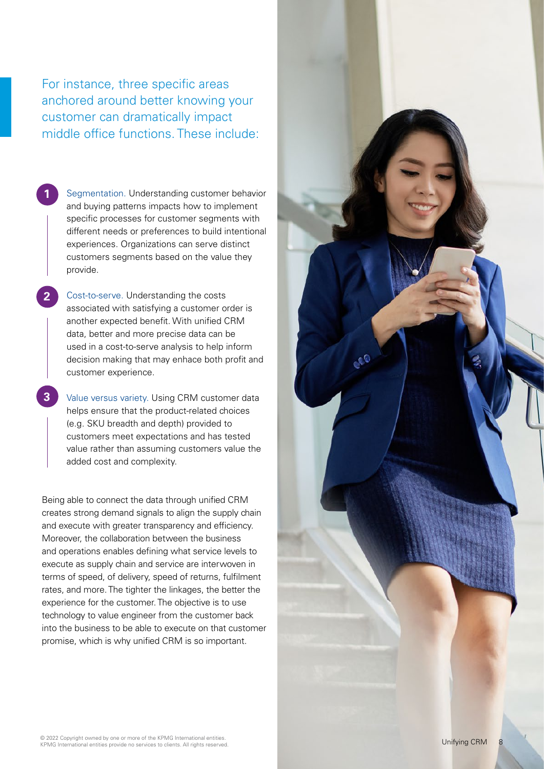For instance, three specific areas anchored around better knowing your customer can dramatically impact middle office functions. These include:

1. **Segmentation.** Understanding customer behavior and buying patterns impacts how to implement specific processes for customer segments with different needs or preferences to build intentional experiences. Organizations can serve distinct customers segments based on the value they provide.

2. **Cost-to-serve.** Understanding the costs associated with satisfying a customer order is another expected benefit. With unified CRM data, better and more precise data can be used in a cost-to-serve analysis to help inform decision making that may enhace both profit and customer experience.

3. **Value versus variety.** Using CRM customer data helps ensure that the product-related choices (e.g. SKU breadth and depth) provided to customers meet expectations and has tested value rather than assuming customers value the added cost and complexity.

Being able to connect the data through unified CRM creates strong demand signals to align the supply chain and execute with greater transparency and efficiency. Moreover, the collaboration between the business and operations enables defining what service levels to execute as supply chain and service are interwoven in terms of speed, of delivery, speed of returns, fulfilment rates, and more. The tighter the linkages, the better the experience for the customer. The objective is to use technology to value engineer from the customer back into the business to be able to execute on that customer promise, which is why unified CRM is so important.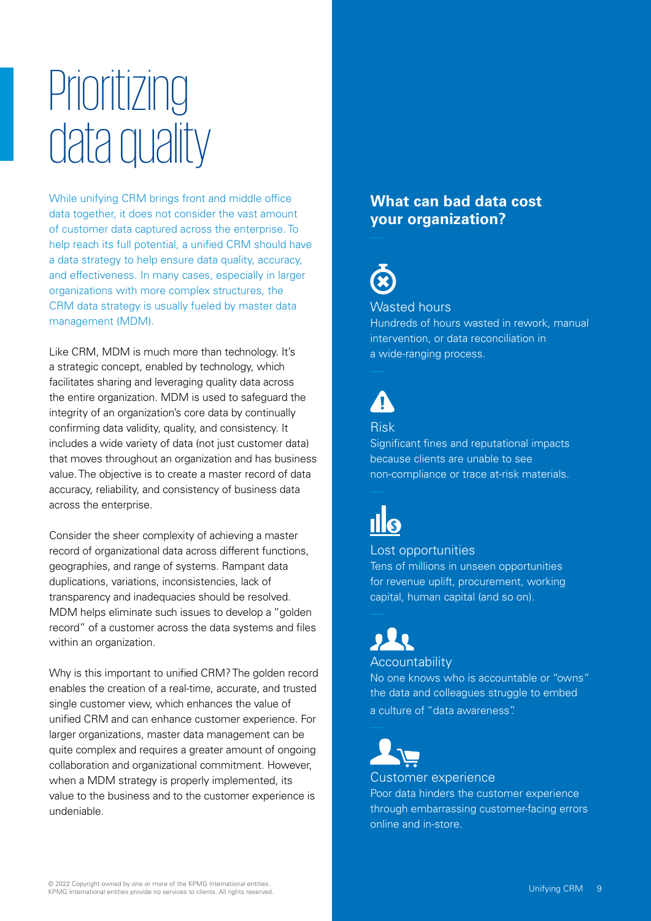# Prioritizing data quality

While unifying CRM brings front and middle office data together, it does not consider the vast amount of customer data captured across the enterprise. To help reach its full potential, a unified CRM should have a data strategy to help ensure data quality, accuracy, and effectiveness. In many cases, especially in larger organizations with more complex structures, the CRM data strategy is usually fueled by master data management (MDM).

Like CRM, MDM is much more than technology. It's a strategic concept, enabled by technology, which facilitates sharing and leveraging quality data across the entire organization. MDM is used to safeguard the integrity of an organization's core data by continually confirming data validity, quality, and consistency. It includes a wide variety of data (not just customer data) that moves throughout an organization and has business value. The objective is to create a master record of data accuracy, reliability, and consistency of business data across the enterprise.

Consider the sheer complexity of achieving a master record of organizational data across different functions, geographies, and range of systems. Rampant data duplications, variations, inconsistencies, lack of transparency and inadequacies should be resolved. MDM helps eliminate such issues to develop a "golden record" of a customer across the data systems and files within an organization.

Why is this important to unified CRM? The golden record enables the creation of a real-time, accurate, and trusted single customer view, which enhances the value of unified CRM and can enhance customer experience. For larger organizations, master data management can be quite complex and requires a greater amount of ongoing collaboration and organizational commitment. However, when a MDM strategy is properly implemented, its value to the business and to the customer experience is undeniable.

## What can bad data cost your organization?

### Wasted hours

Hundreds of hours wasted in rework, manual intervention, or data reconciliation in a wide-ranging process.

### Risk

Significant fines and reputational impacts because clients are unable to see non-compliance or trace at-risk materials.

### Lost opportunities

Tens of millions in unseen opportunities for revenue uplift, procurement, working capital, human capital (and so on).

### Accountability

No one knows who is accountable or "owns" the data and colleagues struggle to embed a culture of "data awareness".

### Customer experience

Poor data hinders the customer experience through embarrassing customer-facing errors online and in-store.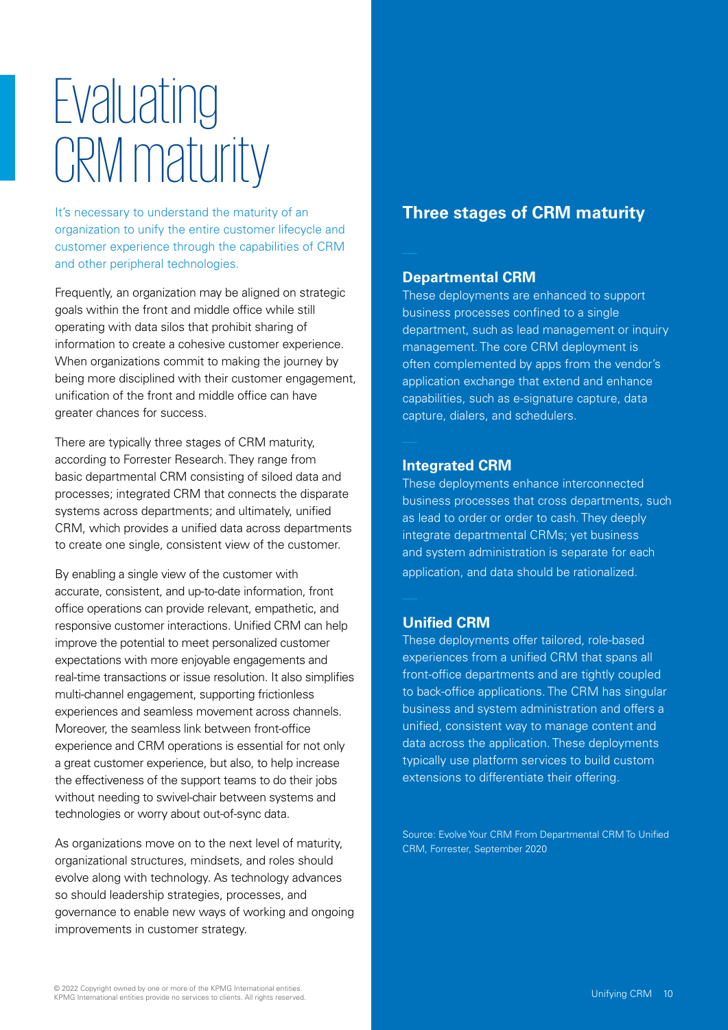# Evaluating CRM maturity

It's necessary to understand the maturity of an organization to unify the entire customer lifecycle and customer experience through the capabilities of CRM and other peripheral technologies.

Frequently, an organization may be aligned on strategic goals within the front and middle office while still operating with data silos that prohibit sharing of information to create a cohesive customer experience. When organizations commit to making the journey by being more disciplined with their customer engagement, unification of the front and middle office can have greater chances for success.

There are typically three stages of CRM maturity, according to Forrester Research. They range from basic departmental CRM consisting of siloed data and processes; integrated CRM that connects the disparate systems across departments; and ultimately, unified CRM, which provides a unified data across departments to create one single, consistent view of the customer.

By enabling a single view of the customer with accurate, consistent, and up-to-date information, front office operations can provide relevant, empathetic, and responsive customer interactions. Unified CRM can help improve the potential to meet personalized customer expectations with more enjoyable engagements and real-time transactions or issue resolution. It also simplifies multi-channel engagement, supporting frictionless experiences and seamless movement across channels. Moreover, the seamless link between front-office experience and CRM operations is essential for not only a great customer experience, but also, to help increase the effectiveness of the support teams to do their jobs without needing to swivel-chair between systems and technologies or worry about out-of-sync data.

As organizations move on to the next level of maturity, organizational structures, mindsets, and roles should evolve along with technology. As technology advances so should leadership strategies, processes, and governance to enable new ways of working and ongoing improvements in customer strategy.

## Three stages of CRM maturity

### Departmental CRM

These deployments are enhanced to support business processes confined to a single department, such as lead management or inquiry management. The core CRM deployment is often complemented by apps from the vendor's application exchange that extend and enhance capabilities, such as e-signature capture, data capture, dialers, and schedulers.

### Integrated CRM

These deployments enhance interconnected business processes that cross departments, such as lead to order or order to cash. They deeply integrate departmental CRMs; yet business and system administration is separate for each application, and data should be rationalized.

### Unified CRM

These deployments offer tailored, role-based experiences from a unified CRM that spans all front-office departments and are tightly coupled to back-office applications. The CRM has singular business and system administration and offers a unified, consistent way to manage content and data across the application. These deployments typically use platform services to build custom extensions to differentiate their offering.

Source: Evolve Your CRM From Departmental CRM To Unified CRM, Forrester, September 2020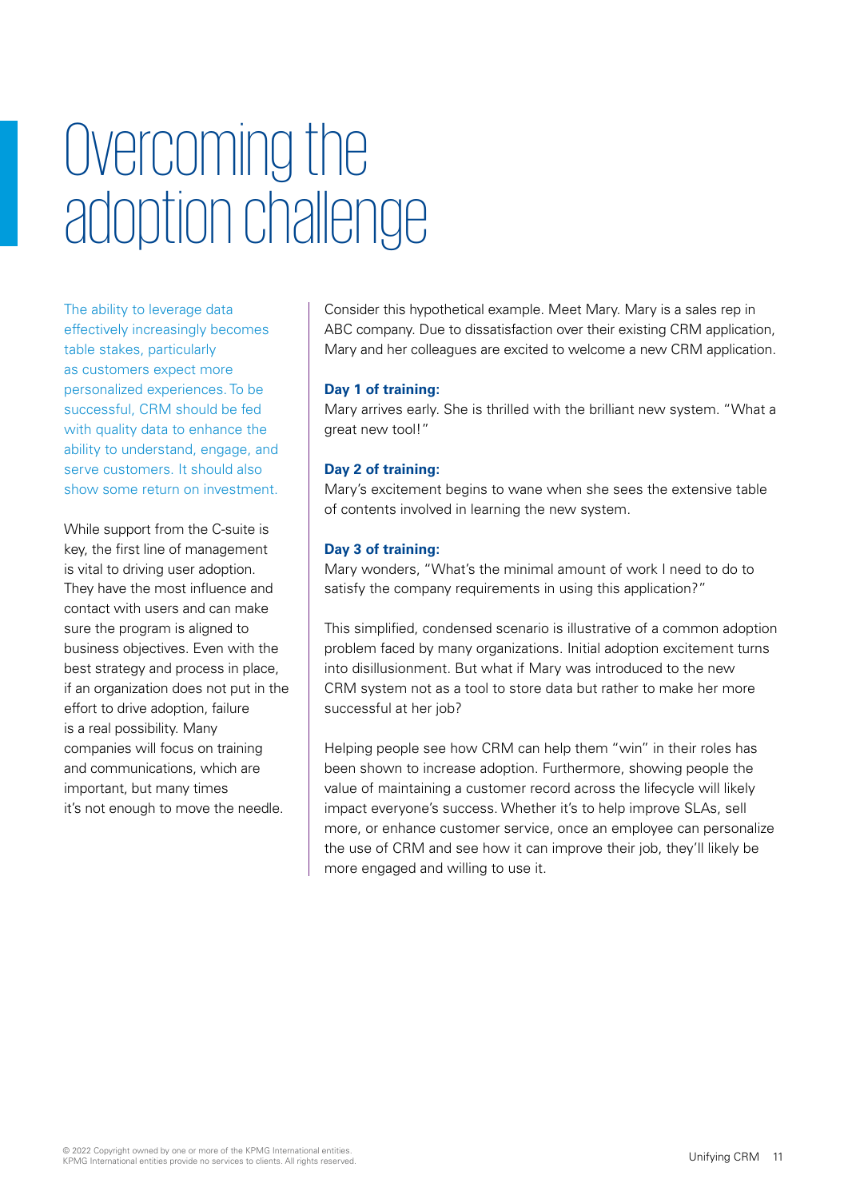# Overcoming the adoption challenge

The ability to leverage data effectively increasingly becomes table stakes, particularly as customers expect more personalized experiences. To be successful, CRM should be fed with quality data to enhance the ability to understand, engage, and serve customers. It should also show some return on investment.

While support from the C-suite is key, the first line of management is vital to driving user adoption. They have the most influence and contact with users and can make sure the program is aligned to business objectives. Even with the best strategy and process in place, if an organization does not put in the effort to drive adoption, failure is a real possibility. Many companies will focus on training and communications, which are important, but many times it's not enough to move the needle.

Consider this hypothetical example. Meet Mary. Mary is a sales rep in ABC company. Due to dissatisfaction over their existing CRM application, Mary and her colleagues are excited to welcome a new CRM application.

**Day 1 of training:**
Mary arrives early. She is thrilled with the brilliant new system. "What a great new tool!"

**Day 2 of training:**
Mary's excitement begins to wane when she sees the extensive table of contents involved in learning the new system.

**Day 3 of training:**
Mary wonders, "What's the minimal amount of work I need to do to satisfy the company requirements in using this application?"

This simplified, condensed scenario is illustrative of a common adoption problem faced by many organizations. Initial adoption excitement turns into disillusionment. But what if Mary was introduced to the new CRM system not as a tool to store data but rather to make her more successful at her job?

Helping people see how CRM can help them "win" in their roles has been shown to increase adoption. Furthermore, showing people the value of maintaining a customer record across the lifecycle will likely impact everyone's success. Whether it's to help improve SLAs, sell more, or enhance customer service, once an employee can personalize the use of CRM and see how it can improve their job, they'll likely be more engaged and willing to use it.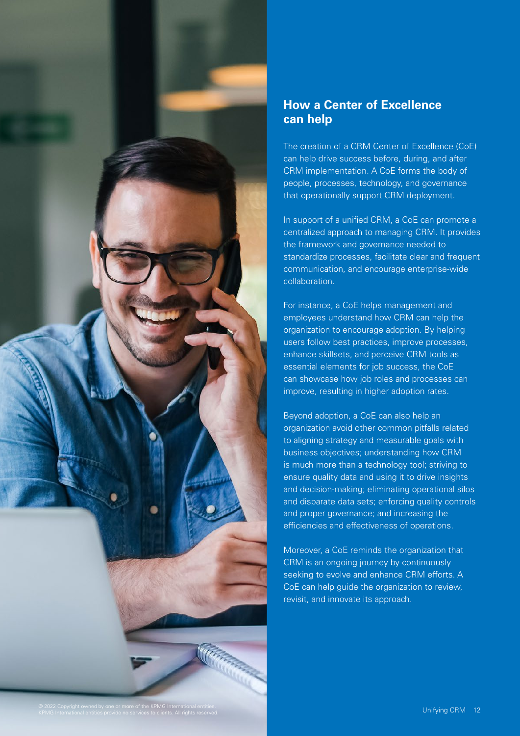## How a Center of Excellence can help

The creation of a CRM Center of Excellence (CoE) can help drive success before, during, and after CRM implementation. A CoE forms the body of people, processes, technology, and governance that operationally support CRM deployment.

In support of a unified CRM, a CoE can promote a centralized approach to managing CRM. It provides the framework and governance needed to standardize processes, facilitate clear and frequent communication, and encourage enterprise-wide collaboration.

For instance, a CoE helps management and employees understand how CRM can help the organization to encourage adoption. By helping users follow best practices, improve processes, enhance skillsets, and perceive CRM tools as essential elements for job success, the CoE can showcase how job roles and processes can improve, resulting in higher adoption rates.

Beyond adoption, a CoE can also help an organization avoid other common pitfalls related to aligning strategy and measurable goals with business objectives; understanding how CRM is much more than a technology tool; striving to ensure quality data and using it to drive insights and decision-making; eliminating operational silos and disparate data sets; enforcing quality controls and proper governance; and increasing the efficiencies and effectiveness of operations.

Moreover, a CoE reminds the organization that CRM is an ongoing journey by continuously seeking to evolve and enhance CRM efforts. A CoE can help guide the organization to review, revisit, and innovate its approach.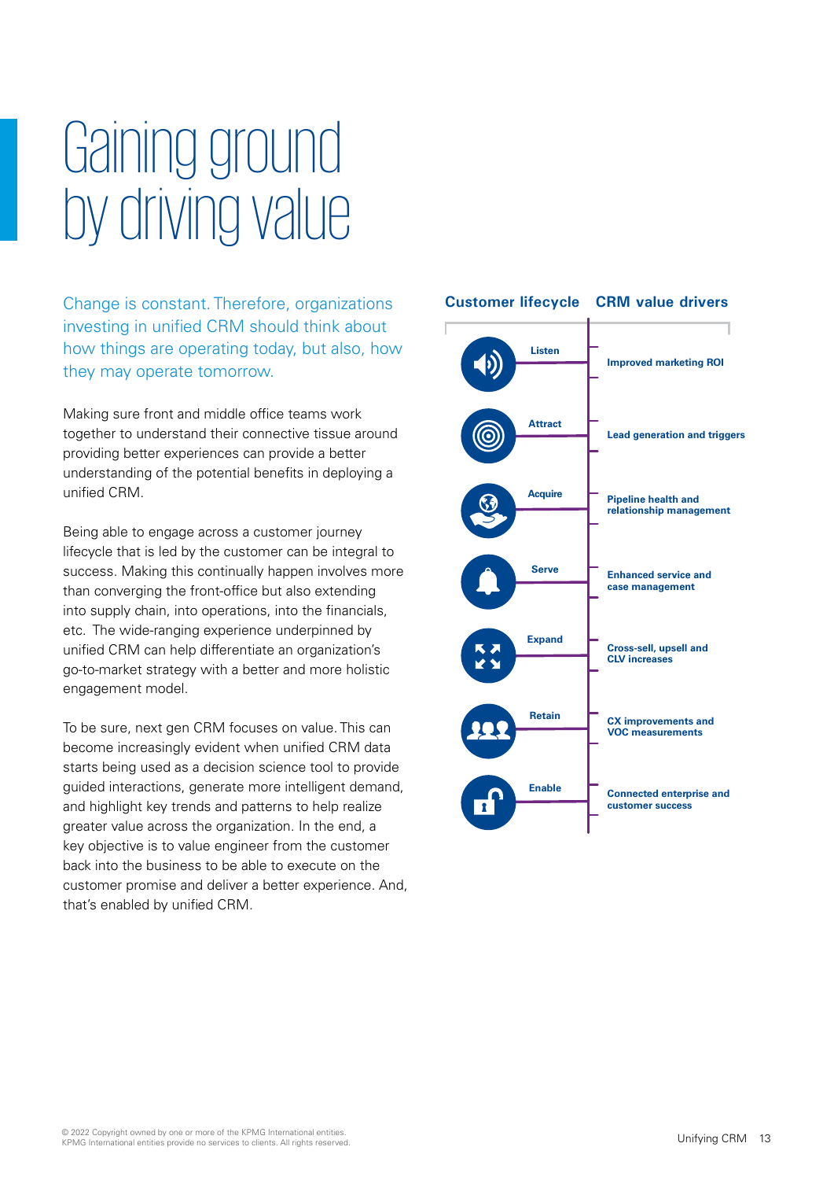# Gaining ground by driving value

Change is constant. Therefore, organizations investing in unified CRM should think about how things are operating today, but also, how they may operate tomorrow.

Making sure front and middle office teams work together to understand their connective tissue around providing better experiences can provide a better understanding of the potential benefits in deploying a unified CRM.

Being able to engage across a customer journey lifecycle that is led by the customer can be integral to success. Making this continually happen involves more than converging the front-office but also extending into supply chain, into operations, into the financials, etc. The wide-ranging experience underpinned by unified CRM can help differentiate an organization's go-to-market strategy with a better and more holistic engagement model.

To be sure, next gen CRM focuses on value. This can become increasingly evident when unified CRM data starts being used as a decision science tool to provide guided interactions, generate more intelligent demand, and highlight key trends and patterns to help realize greater value across the organization. In the end, a key objective is to value engineer from the customer back into the business to be able to execute on the customer promise and deliver a better experience. And, that's enabled by unified CRM.

| Customer lifecycle | CRM value drivers |
| --- | --- |
| Listen | Improved marketing ROI |
| Attract | Lead generation and triggers |
| Acquire | Pipeline health and relationship management |
| Serve | Enhanced service and case management |
| Expand | Cross-sell, upsell and CLV increases |
| Retain | CX improvements and VOC measurements |
| Enable | Connected enterprise and customer success |

© 2022 Copyright owned by one or more of the KPMG International entities. KPMG International entities provide no services to clients. All rights reserved.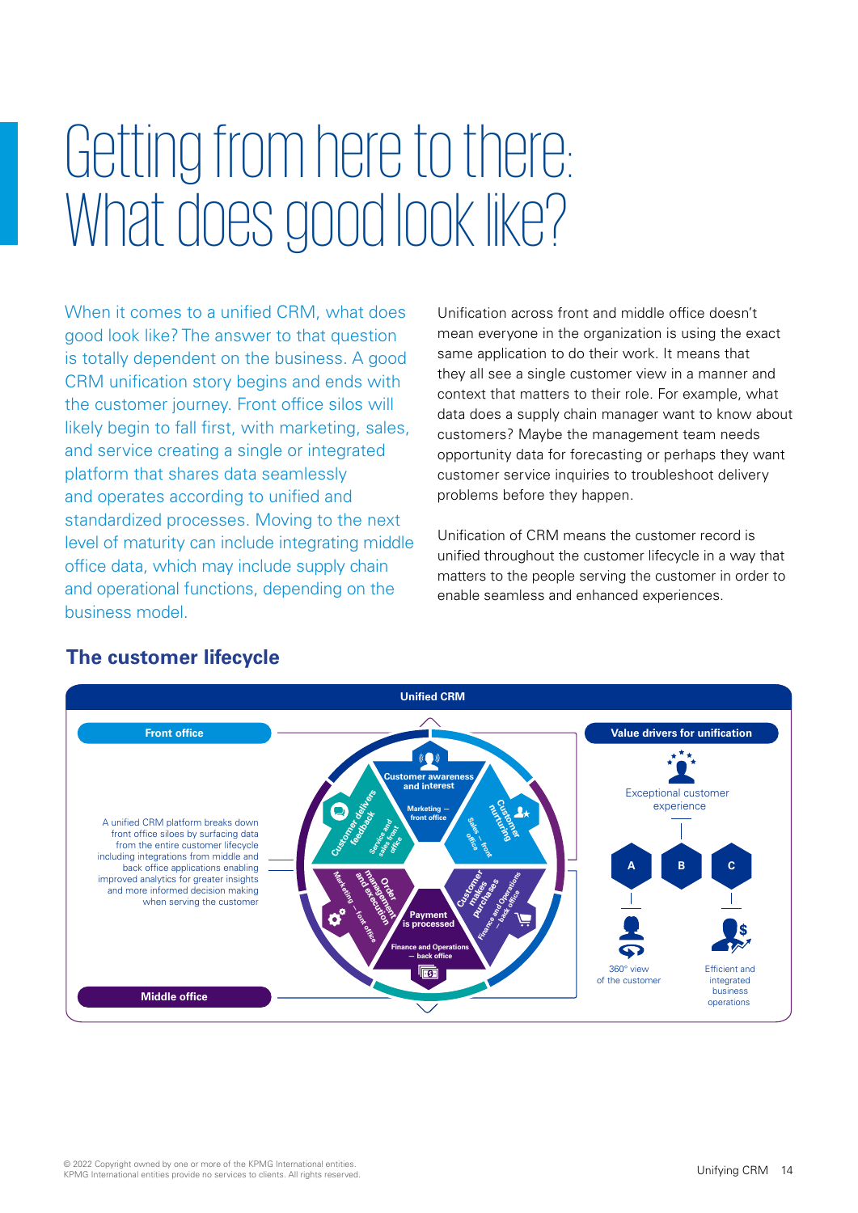# Getting from here to there: What does good look like?

When it comes to a unified CRM, what does good look like? The answer to that question is totally dependent on the business. A good CRM unification story begins and ends with the customer journey. Front office silos will likely begin to fall first, with marketing, sales, and service creating a single or integrated platform that shares data seamlessly and operates according to unified and standardized processes. Moving to the next level of maturity can include integrating middle office data, which may include supply chain and operational functions, depending on the business model.

Unification across front and middle office doesn't mean everyone in the organization is using the exact same application to do their work. It means that they all see a single customer view in a manner and context that matters to their role. For example, what data does a supply chain manager want to know about customers? Maybe the management team needs opportunity data for forecasting or perhaps they want customer service inquiries to troubleshoot delivery problems before they happen.

Unification of CRM means the customer record is unified throughout the customer lifecycle in a way that matters to the people serving the customer in order to enable seamless and enhanced experiences.

## The customer lifecycle

**Unified CRM**

**Front office**

A unified CRM platform breaks down front office siloes by surfacing data from the entire customer lifecycle including integrations from middle and back office applications enabling improved analytics for greater insights and more informed decision making when serving the customer

**Middle office**

- Customer awareness and interest — Marketing — front office
- Customer nurturing — Sales — front office
- Customer makes purchases — Finance and Operations — back office
- Payment is processed — Finance and Operations — back office
- Order management and execution — Marketing — font office
- Customer delivers feedback — Service and sales front office

**Value drivers for unification**

Exceptional customer experience

- A — 360° view of the customer
- B
- C — Efficient and integrated business operations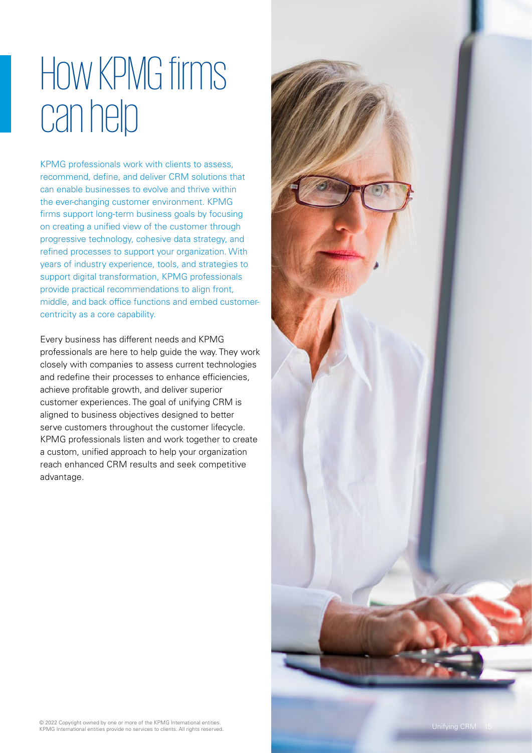# How KPMG firms can help

KPMG professionals work with clients to assess, recommend, define, and deliver CRM solutions that can enable businesses to evolve and thrive within the ever-changing customer environment. KPMG firms support long-term business goals by focusing on creating a unified view of the customer through progressive technology, cohesive data strategy, and refined processes to support your organization. With years of industry experience, tools, and strategies to support digital transformation, KPMG professionals provide practical recommendations to align front, middle, and back office functions and embed customer-centricity as a core capability.

Every business has different needs and KPMG professionals are here to help guide the way. They work closely with companies to assess current technologies and redefine their processes to enhance efficiencies, achieve profitable growth, and deliver superior customer experiences. The goal of unifying CRM is aligned to business objectives designed to better serve customers throughout the customer lifecycle. KPMG professionals listen and work together to create a custom, unified approach to help your organization reach enhanced CRM results and seek competitive advantage.

© 2022 Copyright owned by one or more of the KPMG International entities. KPMG International entities provide no services to clients. All rights reserved.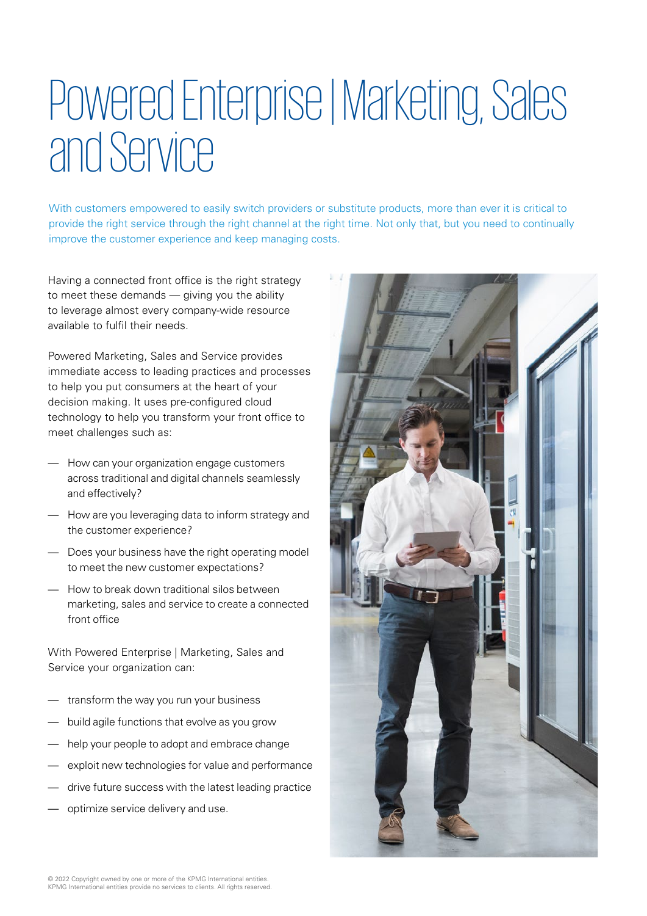# Powered Enterprise | Marketing, Sales and Service

With customers empowered to easily switch providers or substitute products, more than ever it is critical to provide the right service through the right channel at the right time. Not only that, but you need to continually improve the customer experience and keep managing costs.

Having a connected front office is the right strategy to meet these demands — giving you the ability to leverage almost every company-wide resource available to fulfil their needs.

Powered Marketing, Sales and Service provides immediate access to leading practices and processes to help you put consumers at the heart of your decision making. It uses pre-configured cloud technology to help you transform your front office to meet challenges such as:

- How can your organization engage customers across traditional and digital channels seamlessly and effectively?
- How are you leveraging data to inform strategy and the customer experience?
- Does your business have the right operating model to meet the new customer expectations?
- How to break down traditional silos between marketing, sales and service to create a connected front office

With Powered Enterprise | Marketing, Sales and Service your organization can:

- transform the way you run your business
- build agile functions that evolve as you grow
- help your people to adopt and embrace change
- exploit new technologies for value and performance
- drive future success with the latest leading practice
- optimize service delivery and use.

© 2022 Copyright owned by one or more of the KPMG International entities. KPMG International entities provide no services to clients. All rights reserved.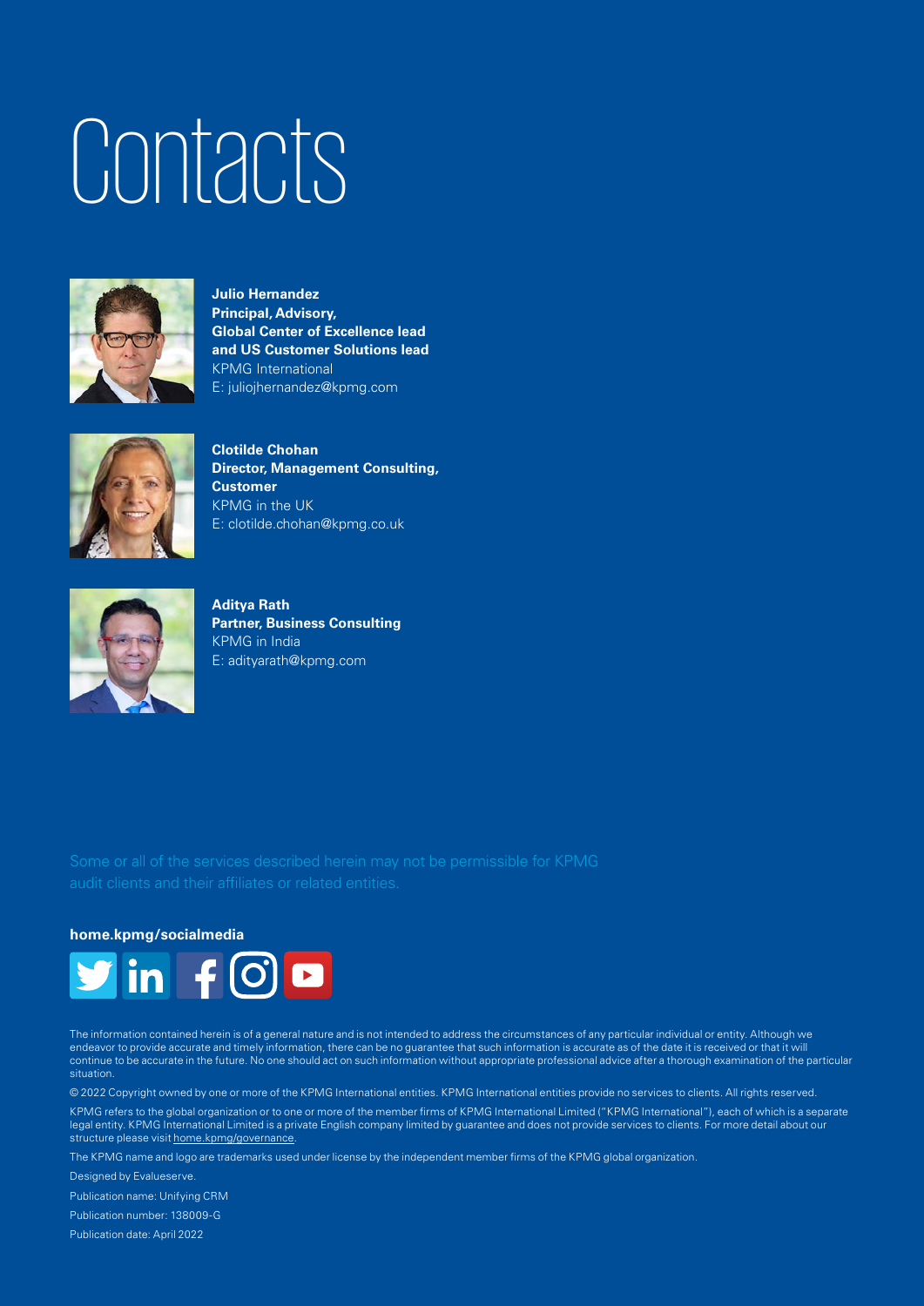# Contacts

**Julio Hernandez**
**Principal, Advisory,**
**Global Center of Excellence lead**
**and US Customer Solutions lead**
KPMG International
E: juliojhernandez@kpmg.com

**Clotilde Chohan**
**Director, Management Consulting,**
**Customer**
KPMG in the UK
E: clotilde.chohan@kpmg.co.uk

**Aditya Rath**
**Partner, Business Consulting**
KPMG in India
E: adityarath@kpmg.com

Some or all of the services described herein may not be permissible for KPMG audit clients and their affiliates or related entities.

**home.kpmg/socialmedia**

The information contained herein is of a general nature and is not intended to address the circumstances of any particular individual or entity. Although we endeavor to provide accurate and timely information, there can be no guarantee that such information is accurate as of the date it is received or that it will continue to be accurate in the future. No one should act on such information without appropriate professional advice after a thorough examination of the particular situation.

© 2022 Copyright owned by one or more of the KPMG International entities. KPMG International entities provide no services to clients. All rights reserved.

KPMG refers to the global organization or to one or more of the member firms of KPMG International Limited ("KPMG International"), each of which is a separate legal entity. KPMG International Limited is a private English company limited by guarantee and does not provide services to clients. For more detail about our structure please visit home.kpmg/governance.

The KPMG name and logo are trademarks used under license by the independent member firms of the KPMG global organization.

Designed by Evalueserve.

Publication name: Unifying CRM

Publication number: 138009-G

Publication date: April 2022